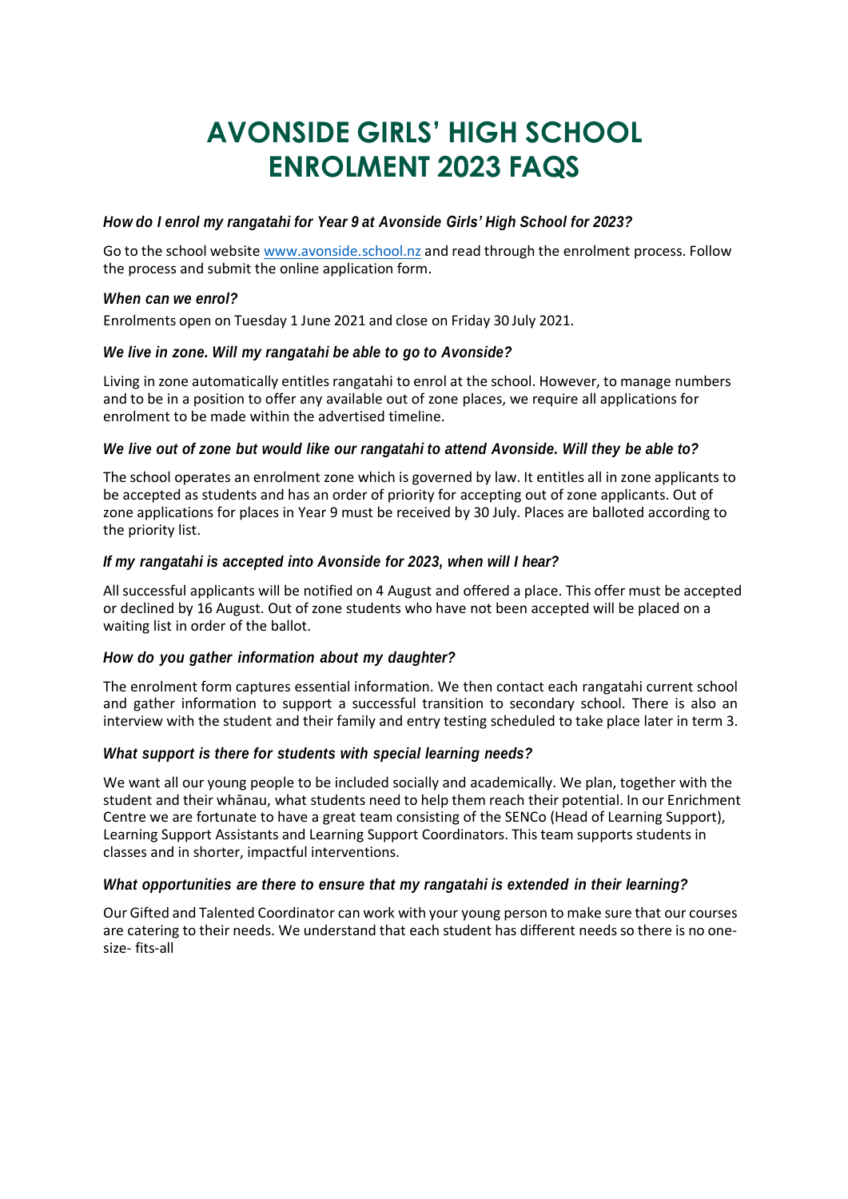# AVONSIDE GIRLS' HIGH SCHOOL ENROLMENT 2023 FAQS

### *How do I enrol my rangatahi for Year 9 at Avonside Girls' High School for 2023?*

Go to the school website [www.avonside.school.nz](http://www.avonside.school.nz) and read through the enrolment process. Follow the process and submit the online application form.

### *When can we enrol?*

Enrolments open on Tuesday 1 June 2021 and close on Friday 30 July 2021.

### *We live in zone. Will my rangatahi be able to go to Avonside?*

Living in zone automatically entitles rangatahi to enrol at the school. However, to manage numbers and to be in a position to offer any available out of zone places, we require all applications for enrolment to be made within the advertised timeline.

### *We live out of zone but would like our rangatahi to attend Avonside. Will they be able to?*

The school operates an enrolment zone which is governed by law. It entitles all in zone applicants to be accepted as students and has an order of priority for accepting out of zone applicants. Out of zone applications for places in Year 9 must be received by 30 July. Places are balloted according to the priority list.

### *If my rangatahi is accepted into Avonside for 2023, when will I hear?*

All successful applicants will be notified on 4 August and offered a place. This offer must be accepted or declined by 16 August. Out of zone students who have not been accepted will be placed on a waiting list in order of the ballot.

### *How do you gather information about my daughter?*

The enrolment form captures essential information. We then contact each rangatahi current school and gather information to support a successful transition to secondary school. There is also an interview with the student and their family and entry testing scheduled to take place later in term 3.

### *What support is there for students with special learning needs?*

We want all our young people to be included socially and academically. We plan, together with the student and their whānau, what students need to help them reach their potential. In our Enrichment Centre we are fortunate to have a great team consisting of the SENCo (Head of Learning Support), Learning Support Assistants and Learning Support Coordinators. This team supports students in classes and in shorter, impactful interventions.

### *What opportunities are there to ensure that my rangatahi is extended in their learning?*

Our Gifted and Talented Coordinator can work with your young person to make sure that our courses are catering to their needs. We understand that each student has different needs so there is no one-size- fits-all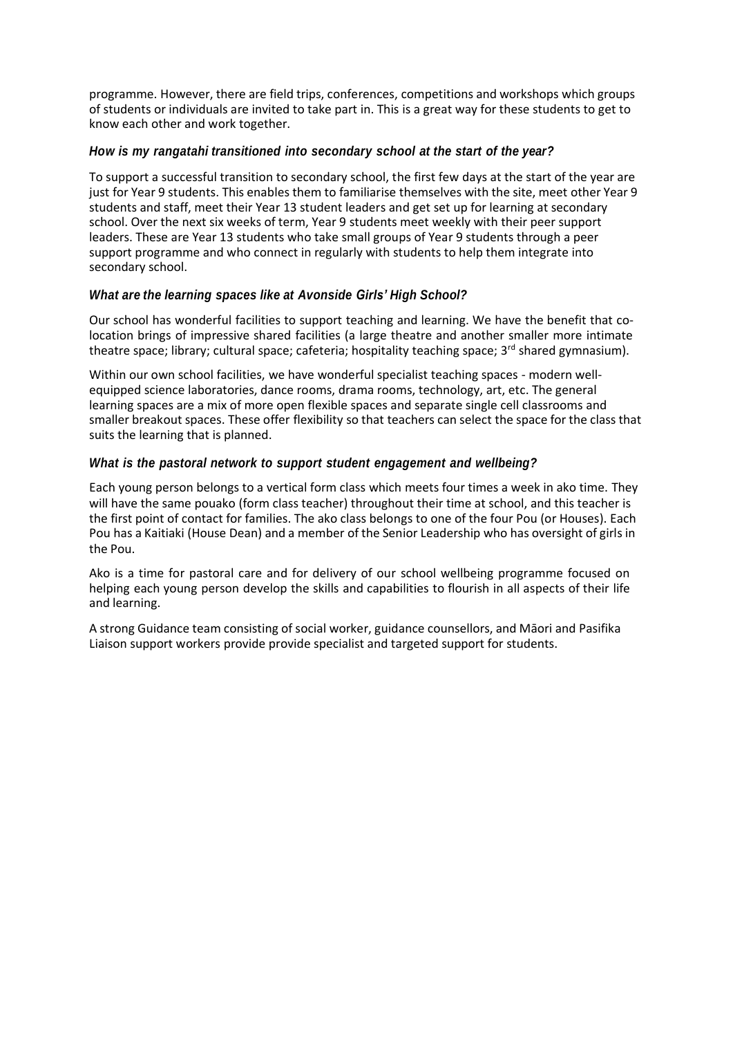programme. However, there are field trips, conferences, competitions and workshops which groups of students or individuals are invited to take part in. This is a great way for these students to get to know each other and work together.

### *How is my rangatahi transitioned into secondary school at the start of the year?*

To support a successful transition to secondary school, the first few days at the start of the year are just for Year 9 students. This enables them to familiarise themselves with the site, meet other Year 9 students and staff, meet their Year 13 student leaders and get set up for learning at secondary school. Over the next six weeks of term, Year 9 students meet weekly with their peer support leaders. These are Year 13 students who take small groups of Year 9 students through a peer support programme and who connect in regularly with students to help them integrate into secondary school.

### *What are the learning spaces like at Avonside Girls' High School?*

Our school has wonderful facilities to support teaching and learning. We have the benefit that co-location brings of impressive shared facilities (a large theatre and another smaller more intimate theatre space; library; cultural space; cafeteria; hospitality teaching space; 3rd shared gymnasium).

Within our own school facilities, we have wonderful specialist teaching spaces - modern well-equipped science laboratories, dance rooms, drama rooms, technology, art, etc. The general learning spaces are a mix of more open flexible spaces and separate single cell classrooms and smaller breakout spaces. These offer flexibility so that teachers can select the space for the class that suits the learning that is planned.

### *What is the pastoral network to support student engagement and wellbeing?*

Each young person belongs to a vertical form class which meets four times a week in ako time. They will have the same pouako (form class teacher) throughout their time at school, and this teacher is the first point of contact for families. The ako class belongs to one of the four Pou (or Houses). Each Pou has a Kaitiaki (House Dean) and a member of the Senior Leadership who has oversight of girls in the Pou.

Ako is a time for pastoral care and for delivery of our school wellbeing programme focused on helping each young person develop the skills and capabilities to flourish in all aspects of their life and learning.

A strong Guidance team consisting of social worker, guidance counsellors, and Māori and Pasifika Liaison support workers provide provide specialist and targeted support for students.